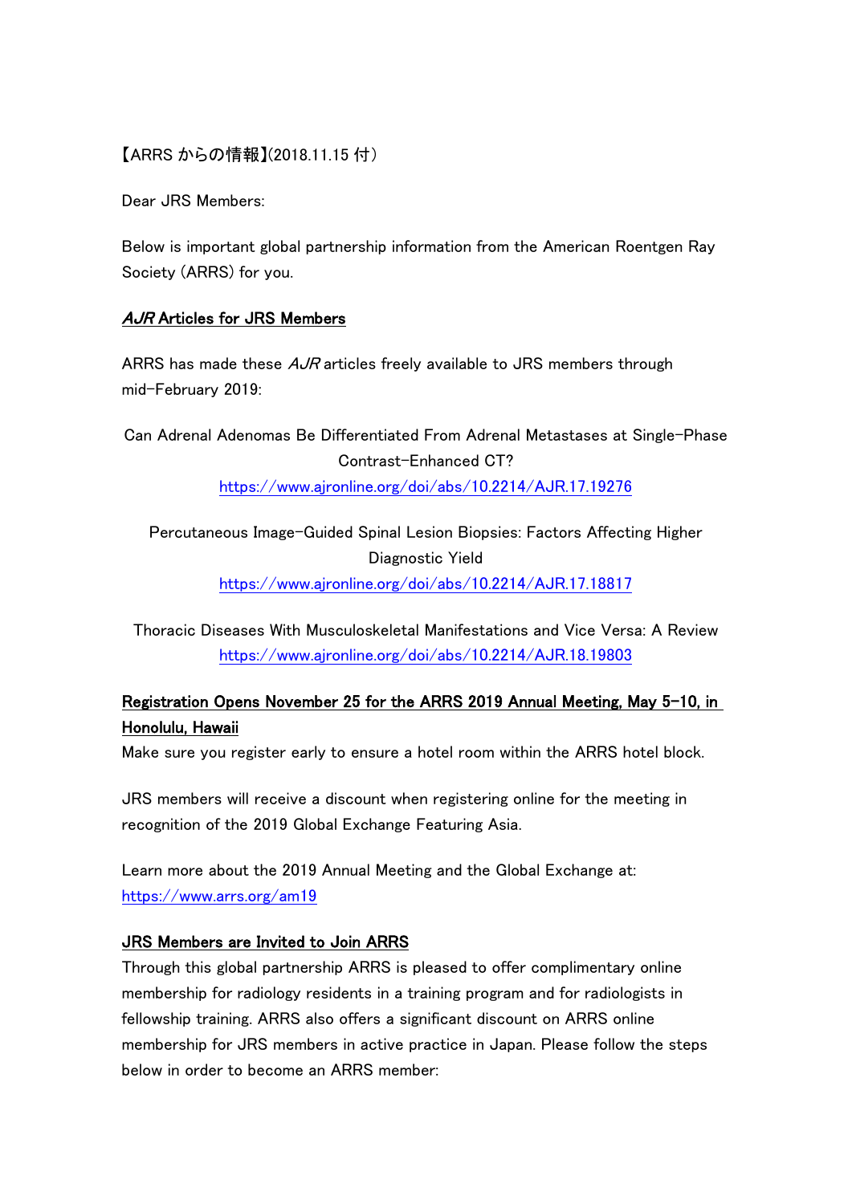【ARRS からの情報】(2018.11.15 付）

Dear JRS Members:

Below is important global partnership information from the American Roentgen Ray Society (ARRS) for you.

## *AJR* Articles for JRS Members

ARRS has made these *AJR* articles freely available to JRS members through mid-February 2019:

Can Adrenal Adenomas Be Differentiated From Adrenal Metastases at Single-Phase Contrast-Enhanced CT?
https://www.ajronline.org/doi/abs/10.2214/AJR.17.19276

Percutaneous Image-Guided Spinal Lesion Biopsies: Factors Affecting Higher Diagnostic Yield
https://www.ajronline.org/doi/abs/10.2214/AJR.17.18817

Thoracic Diseases With Musculoskeletal Manifestations and Vice Versa: A Review
https://www.ajronline.org/doi/abs/10.2214/AJR.18.19803

## Registration Opens November 25 for the ARRS 2019 Annual Meeting, May 5-10, in Honolulu, Hawaii

Make sure you register early to ensure a hotel room within the ARRS hotel block.

JRS members will receive a discount when registering online for the meeting in recognition of the 2019 Global Exchange Featuring Asia.

Learn more about the 2019 Annual Meeting and the Global Exchange at:
https://www.arrs.org/am19

## JRS Members are Invited to Join ARRS

Through this global partnership ARRS is pleased to offer complimentary online membership for radiology residents in a training program and for radiologists in fellowship training. ARRS also offers a significant discount on ARRS online membership for JRS members in active practice in Japan. Please follow the steps below in order to become an ARRS member: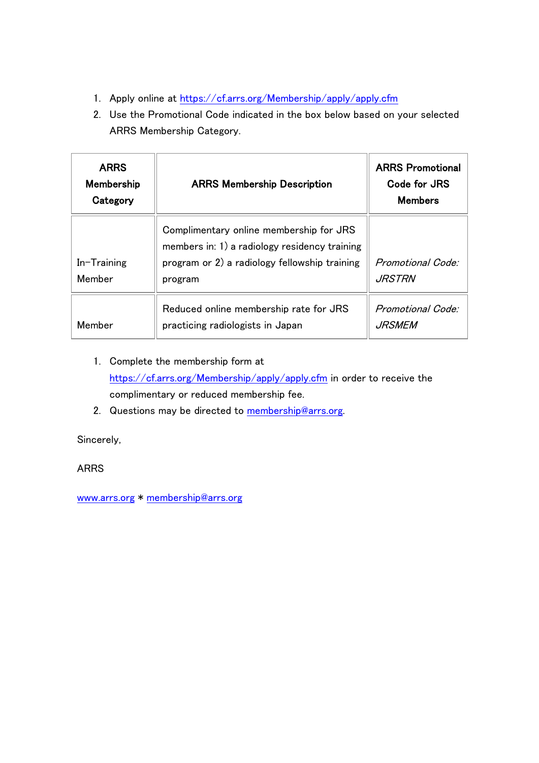1. Apply online at https://cf.arrs.org/Membership/apply/apply.cfm
2. Use the Promotional Code indicated in the box below based on your selected ARRS Membership Category.

| ARRS Membership Category | ARRS Membership Description | ARRS Promotional Code for JRS Members |
|---|---|---|
| In-Training Member | Complimentary online membership for JRS members in: 1) a radiology residency training program or 2) a radiology fellowship training program | *Promotional Code: JRSTRN* |
| Member | Reduced online membership rate for JRS practicing radiologists in Japan | *Promotional Code: JRSMEM* |

1. Complete the membership form at https://cf.arrs.org/Membership/apply/apply.cfm in order to receive the complimentary or reduced membership fee.
2. Questions may be directed to membership@arrs.org.

Sincerely,

ARRS

www.arrs.org * membership@arrs.org